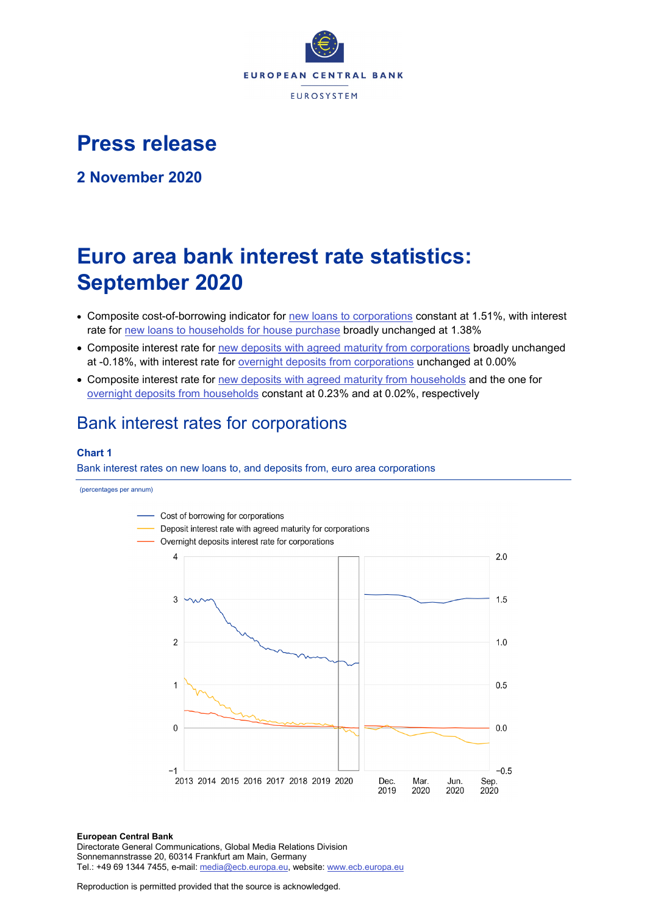# Press release

## 2 November 2020

# Euro area bank interest rate statistics: September 2020

- Composite cost-of-borrowing indicator for new loans to corporations constant at 1.51%, with interest rate for new loans to households for house purchase broadly unchanged at 1.38%
- Composite interest rate for new deposits with agreed maturity from corporations broadly unchanged at -0.18%, with interest rate for overnight deposits from corporations unchanged at 0.00%
- Composite interest rate for new deposits with agreed maturity from households and the one for overnight deposits from households constant at 0.23% and at 0.02%, respectively

## Bank interest rates for corporations

### Chart 1

Bank interest rates on new loans to, and deposits from, euro area corporations

(percentages per annum)

**European Central Bank**
Directorate General Communications, Global Media Relations Division
Sonnemannstrasse 20, 60314 Frankfurt am Main, Germany
Tel.: +49 69 1344 7455, e-mail: media@ecb.europa.eu, website: www.ecb.europa.eu

Reproduction is permitted provided that the source is acknowledged.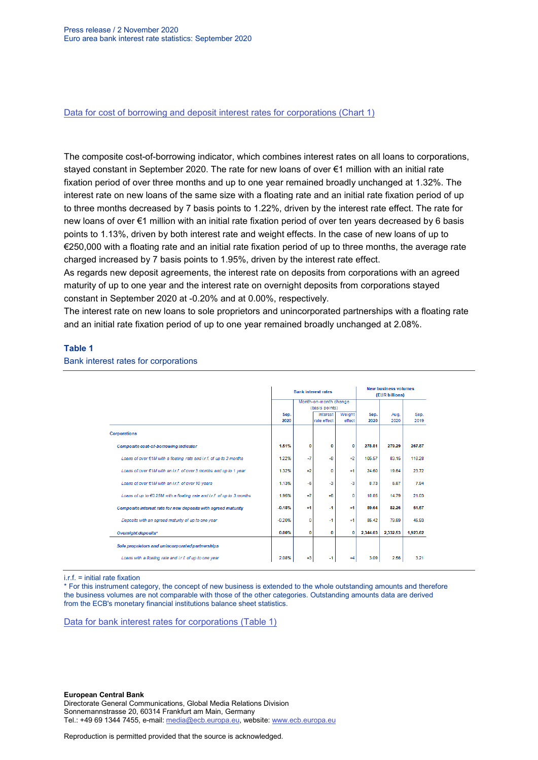[Data for cost of borrowing and deposit interest rates for corporations (Chart 1)](#)

The composite cost-of-borrowing indicator, which combines interest rates on all loans to corporations, stayed constant in September 2020. The rate for new loans of over €1 million with an initial rate fixation period of over three months and up to one year remained broadly unchanged at 1.32%. The interest rate on new loans of the same size with a floating rate and an initial rate fixation period of up to three months decreased by 7 basis points to 1.22%, driven by the interest rate effect. The rate for new loans of over €1 million with an initial rate fixation period of over ten years decreased by 6 basis points to 1.13%, driven by both interest rate and weight effects. In the case of new loans of up to €250,000 with a floating rate and an initial rate fixation period of up to three months, the average rate charged increased by 7 basis points to 1.95%, driven by the interest rate effect.
As regards new deposit agreements, the interest rate on deposits from corporations with an agreed maturity of up to one year and the interest rate on overnight deposits from corporations stayed constant in September 2020 at -0.20% and at 0.00%, respectively.
The interest rate on new loans to sole proprietors and unincorporated partnerships with a floating rate and an initial rate fixation period of up to one year remained broadly unchanged at 2.08%.

**Table 1**

Bank interest rates for corporations

| | Bank interest rates | | | | New business volumes (EUR billions) | | |
|---|---|---|---|---|---|---|---|
| | | Month-on-month change (basis points) | | | | | |
| | Sep. 2020 | | Interest rate effect | Weight effect | Sep. 2020 | Aug. 2020 | Sep. 2019 |
| Corporations | | | | | | | |
| ***Composite cost-of-borrowing indicator*** | **1.51%** | **0** | **0** | **0** | **278.81** | **279.29** | **267.87** |
| *Loans of over €1M with a floating rate and i.r.f. of up to 3 months* | 1.22% | -7 | -8 | +2 | 105.57 | 83.15 | 118.28 |
| *Loans of over €1M with an i.r.f. of over 3 months and up to 1 year* | 1.32% | +2 | 0 | +1 | 24.60 | 19.64 | 23.72 |
| *Loans of over €1M with an i.r.f. of over 10 years* | 1.13% | -6 | -3 | -3 | 8.73 | 5.67 | 7.84 |
| *Loans of up to €0.25M with a floating rate and i.r.f. of up to 3 months* | 1.95% | +7 | +6 | 0 | 18.85 | 14.79 | 21.03 |
| ***Composite interest rate for new deposits with agreed maturity*** | **-0.18%** | **+1** | **-1** | **+1** | **89.64** | **82.26** | **51.57** |
| *Deposits with an agreed maturity of up to one year* | -0.20% | 0 | -1 | +1 | 85.42 | 79.69 | 45.93 |
| ***Overnight deposits**** | **0.00%** | **0** | **0** | **0** | **2,344.03** | **2,332.53** | **1,923.62** |
| ***Sole proprietors and unincorporated partnerships*** | | | | | | | |
| *Loans with a floating rate and i.r.f. of up to one year* | 2.08% | +3 | -1 | +4 | 3.09 | 2.56 | 3.21 |

i.r.f. = initial rate fixation
* For this instrument category, the concept of new business is extended to the whole outstanding amounts and therefore the business volumes are not comparable with those of the other categories. Outstanding amounts data are derived from the ECB's monetary financial institutions balance sheet statistics.

[Data for bank interest rates for corporations (Table 1)](#)

**European Central Bank**
Directorate General Communications, Global Media Relations Division
Sonnemannstrasse 20, 60314 Frankfurt am Main, Germany
Tel.: +49 69 1344 7455, e-mail: media@ecb.europa.eu, website: www.ecb.europa.eu

Reproduction is permitted provided that the source is acknowledged.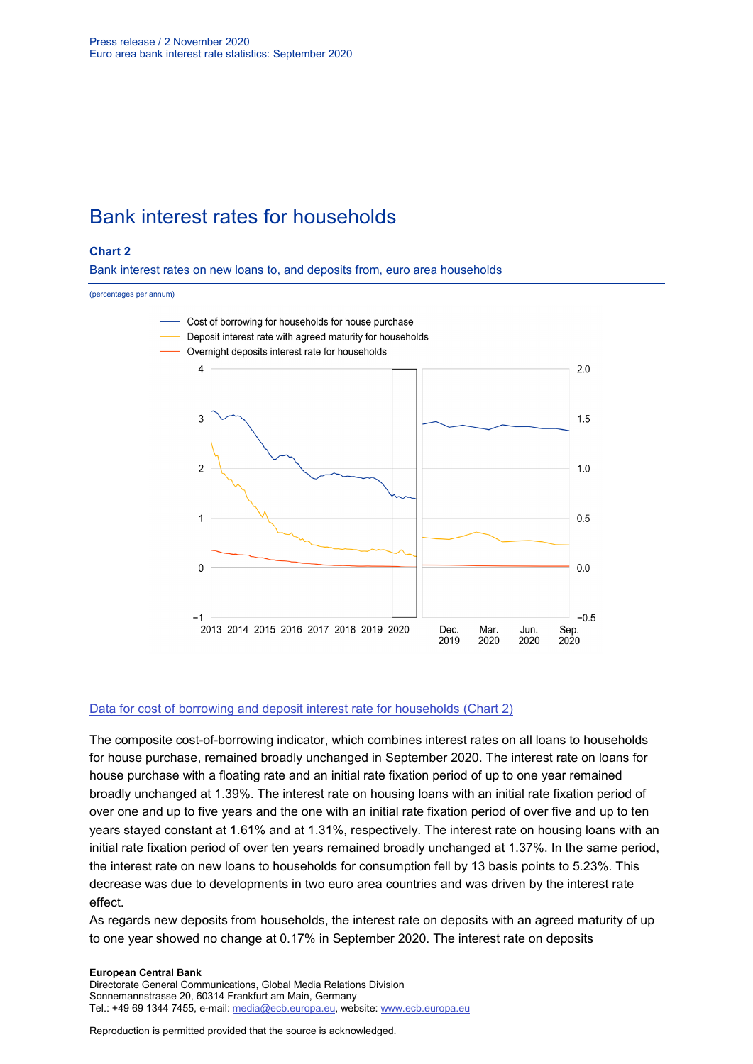## Bank interest rates for households

### Chart 2

Bank interest rates on new loans to, and deposits from, euro area households

(percentages per annum)

- Cost of borrowing for households for house purchase
- Deposit interest rate with agreed maturity for households
- Overnight deposits interest rate for households

[Data for cost of borrowing and deposit interest rate for households (Chart 2)]

The composite cost-of-borrowing indicator, which combines interest rates on all loans to households for house purchase, remained broadly unchanged in September 2020. The interest rate on loans for house purchase with a floating rate and an initial rate fixation period of up to one year remained broadly unchanged at 1.39%. The interest rate on housing loans with an initial rate fixation period of over one and up to five years and the one with an initial rate fixation period of over five and up to ten years stayed constant at 1.61% and at 1.31%, respectively. The interest rate on housing loans with an initial rate fixation period of over ten years remained broadly unchanged at 1.37%. In the same period, the interest rate on new loans to households for consumption fell by 13 basis points to 5.23%. This decrease was due to developments in two euro area countries and was driven by the interest rate effect.

As regards new deposits from households, the interest rate on deposits with an agreed maturity of up to one year showed no change at 0.17% in September 2020. The interest rate on deposits

**European Central Bank**
Directorate General Communications, Global Media Relations Division
Sonnemannstrasse 20, 60314 Frankfurt am Main, Germany
Tel.: +49 69 1344 7455, e-mail: media@ecb.europa.eu, website: www.ecb.europa.eu

Reproduction is permitted provided that the source is acknowledged.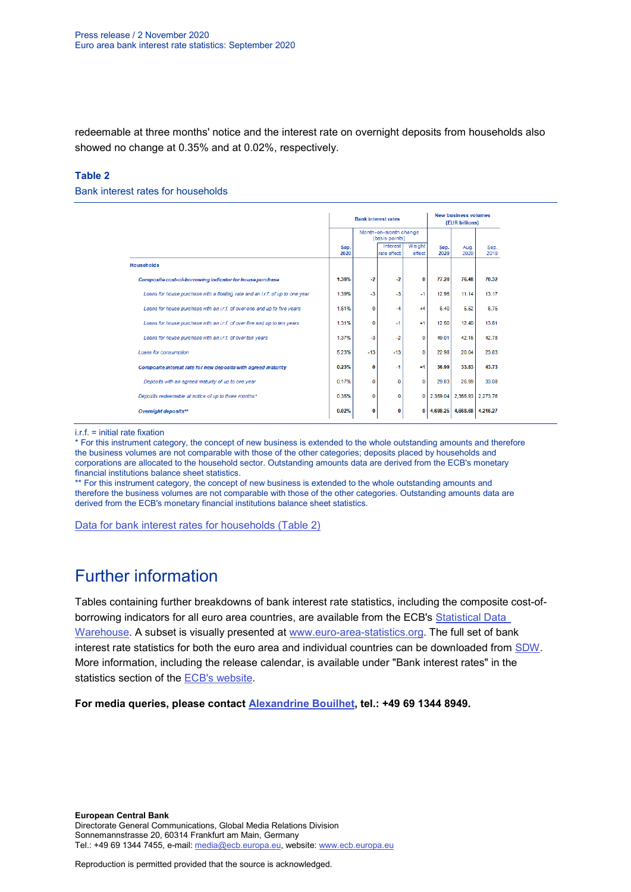redeemable at three months' notice and the interest rate on overnight deposits from households also showed no change at 0.35% and at 0.02%, respectively.

### Table 2

Bank interest rates for households

| | Bank interest rates | | | | New business volumes (EUR billions) | | |
|---|---|---|---|---|---|---|---|
| | | Month-on-month change (basis points) | | | | | |
| | Sep. 2020 | | Interest rate effect | Weight effect | Sep. 2020 | Aug. 2020 | Sep. 2019 |
| **Households** | | | | | | | |
| ***Composite cost-of-borrowing indicator for house purchase*** | **1.38%** | **-2** | **-2** | **0** | **77.20** | **76.48** | **70.32** |
| *Loans for house purchase with a floating rate and an i.r.f. of up to one year* | 1.39% | -3 | -3 | -1 | 12.95 | 11.14 | 13.17 |
| *Loans for house purchase with an i.r.f. of over one and up to five years* | 1.61% | 0 | -4 | +4 | 6.40 | 5.52 | 6.75 |
| *Loans for house purchase with an i.r.f. of over five and up to ten years* | 1.31% | 0 | -1 | +1 | 12.50 | 12.40 | 13.61 |
| *Loans for house purchase with an i.r.f. of over ten years* | 1.37% | -3 | -2 | 0 | 49.01 | 42.16 | 42.78 |
| *Loans for consumption* | 5.23% | -13 | -13 | 0 | 22.98 | 20.04 | 23.83 |
| ***Composite interest rate for new deposits with agreed maturity*** | **0.23%** | **0** | **-1** | **+1** | **36.99** | **33.83** | **43.73** |
| *Deposits with an agreed maturity of up to one year* | 0.17% | 0 | 0 | 0 | 29.83 | 26.99 | 33.08 |
| *Deposits redeemable at notice of up to three months\** | 0.35% | 0 | 0 | 0 | 2,359.04 | 2,355.93 | 2,273.76 |
| ***Overnight deposits\*\**** | **0.02%** | **0** | **0** | **0** | **4,608.25** | **4,568.68** | **4,216.27** |

i.r.f. = initial rate fixation

\* For this instrument category, the concept of new business is extended to the whole outstanding amounts and therefore the business volumes are not comparable with those of the other categories; deposits placed by households and corporations are allocated to the household sector. Outstanding amounts data are derived from the ECB's monetary financial institutions balance sheet statistics.

\*\* For this instrument category, the concept of new business is extended to the whole outstanding amounts and therefore the business volumes are not comparable with those of the other categories. Outstanding amounts data are derived from the ECB's monetary financial institutions balance sheet statistics.

Data for bank interest rates for households (Table 2)

# Further information

Tables containing further breakdowns of bank interest rate statistics, including the composite cost-of-borrowing indicators for all euro area countries, are available from the ECB's Statistical Data Warehouse. A subset is visually presented at www.euro-area-statistics.org. The full set of bank interest rate statistics for both the euro area and individual countries can be downloaded from SDW. More information, including the release calendar, is available under "Bank interest rates" in the statistics section of the ECB's website.

**For media queries, please contact Alexandrine Bouilhet, tel.: +49 69 1344 8949.**

**European Central Bank**
Directorate General Communications, Global Media Relations Division
Sonnemannstrasse 20, 60314 Frankfurt am Main, Germany
Tel.: +49 69 1344 7455, e-mail: media@ecb.europa.eu, website: www.ecb.europa.eu

Reproduction is permitted provided that the source is acknowledged.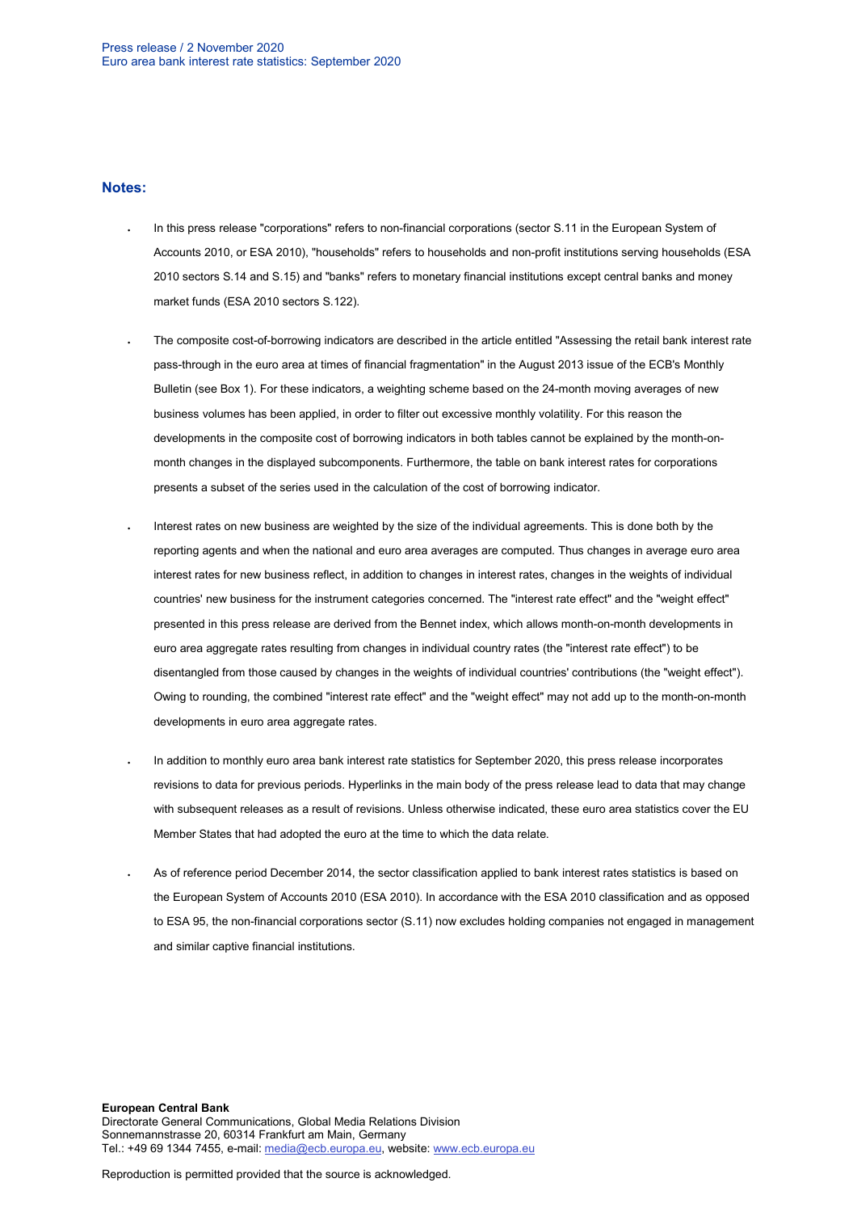## Notes:

- In this press release "corporations" refers to non-financial corporations (sector S.11 in the European System of Accounts 2010, or ESA 2010), "households" refers to households and non-profit institutions serving households (ESA 2010 sectors S.14 and S.15) and "banks" refers to monetary financial institutions except central banks and money market funds (ESA 2010 sectors S.122).
- The composite cost-of-borrowing indicators are described in the article entitled "Assessing the retail bank interest rate pass-through in the euro area at times of financial fragmentation" in the August 2013 issue of the ECB's Monthly Bulletin (see Box 1). For these indicators, a weighting scheme based on the 24-month moving averages of new business volumes has been applied, in order to filter out excessive monthly volatility. For this reason the developments in the composite cost of borrowing indicators in both tables cannot be explained by the month-on-month changes in the displayed subcomponents. Furthermore, the table on bank interest rates for corporations presents a subset of the series used in the calculation of the cost of borrowing indicator.
- Interest rates on new business are weighted by the size of the individual agreements. This is done both by the reporting agents and when the national and euro area averages are computed. Thus changes in average euro area interest rates for new business reflect, in addition to changes in interest rates, changes in the weights of individual countries' new business for the instrument categories concerned. The "interest rate effect" and the "weight effect" presented in this press release are derived from the Bennet index, which allows month-on-month developments in euro area aggregate rates resulting from changes in individual country rates (the "interest rate effect") to be disentangled from those caused by changes in the weights of individual countries' contributions (the "weight effect"). Owing to rounding, the combined "interest rate effect" and the "weight effect" may not add up to the month-on-month developments in euro area aggregate rates.
- In addition to monthly euro area bank interest rate statistics for September 2020, this press release incorporates revisions to data for previous periods. Hyperlinks in the main body of the press release lead to data that may change with subsequent releases as a result of revisions. Unless otherwise indicated, these euro area statistics cover the EU Member States that had adopted the euro at the time to which the data relate.
- As of reference period December 2014, the sector classification applied to bank interest rates statistics is based on the European System of Accounts 2010 (ESA 2010). In accordance with the ESA 2010 classification and as opposed to ESA 95, the non-financial corporations sector (S.11) now excludes holding companies not engaged in management and similar captive financial institutions.

**European Central Bank**
Directorate General Communications, Global Media Relations Division
Sonnemannstrasse 20, 60314 Frankfurt am Main, Germany
Tel.: +49 69 1344 7455, e-mail: media@ecb.europa.eu, website: www.ecb.europa.eu

Reproduction is permitted provided that the source is acknowledged.